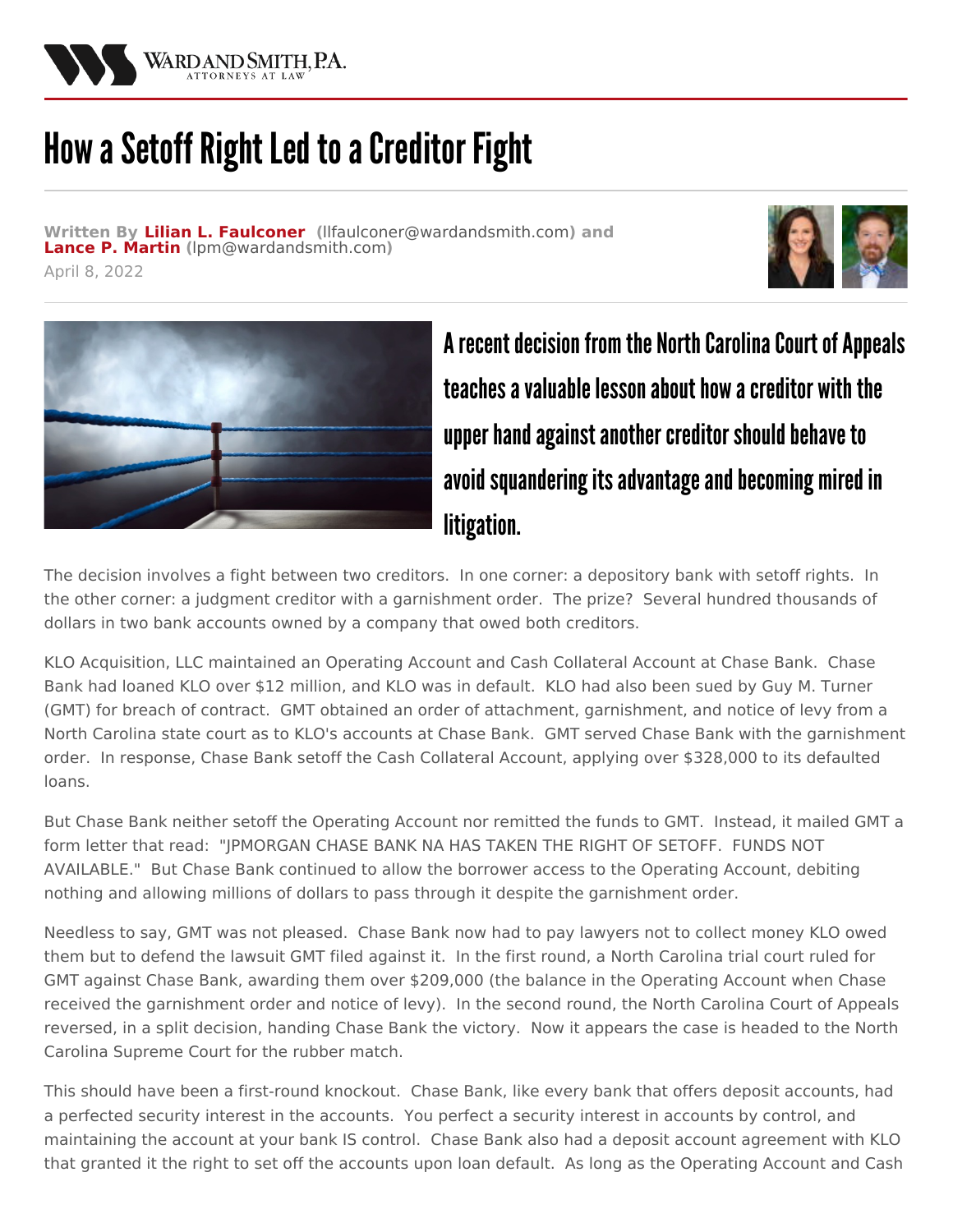# How a Setoff Right Led to a Creditor Fight

**Written By Lilian L. Faulconer (llfaulconer@wardandsmith.com) and Lance P. Martin (lpm@wardandsmith.com)**

April 8, 2022

## A recent decision from the North Carolina Court of Appeals teaches a valuable lesson about how a creditor with the upper hand against another creditor should behave to avoid squandering its advantage and becoming mired in litigation.

The decision involves a fight between two creditors. In one corner: a depository bank with setoff rights. In the other corner: a judgment creditor with a garnishment order. The prize? Several hundred thousands of dollars in two bank accounts owned by a company that owed both creditors.

KLO Acquisition, LLC maintained an Operating Account and Cash Collateral Account at Chase Bank. Chase Bank had loaned KLO over $12 million, and KLO was in default. KLO had also been sued by Guy M. Turner (GMT) for breach of contract. GMT obtained an order of attachment, garnishment, and notice of levy from a North Carolina state court as to KLO's accounts at Chase Bank. GMT served Chase Bank with the garnishment order. In response, Chase Bank setoff the Cash Collateral Account, applying over $328,000 to its defaulted loans.

But Chase Bank neither setoff the Operating Account nor remitted the funds to GMT. Instead, it mailed GMT a form letter that read: "JPMORGAN CHASE BANK NA HAS TAKEN THE RIGHT OF SETOFF. FUNDS NOT AVAILABLE." But Chase Bank continued to allow the borrower access to the Operating Account, debiting nothing and allowing millions of dollars to pass through it despite the garnishment order.

Needless to say, GMT was not pleased. Chase Bank now had to pay lawyers not to collect money KLO owed them but to defend the lawsuit GMT filed against it. In the first round, a North Carolina trial court ruled for GMT against Chase Bank, awarding them over $209,000 (the balance in the Operating Account when Chase received the garnishment order and notice of levy). In the second round, the North Carolina Court of Appeals reversed, in a split decision, handing Chase Bank the victory. Now it appears the case is headed to the North Carolina Supreme Court for the rubber match.

This should have been a first-round knockout. Chase Bank, like every bank that offers deposit accounts, had a perfected security interest in the accounts. You perfect a security interest in accounts by control, and maintaining the account at your bank IS control. Chase Bank also had a deposit account agreement with KLO that granted it the right to set off the accounts upon loan default. As long as the Operating Account and Cash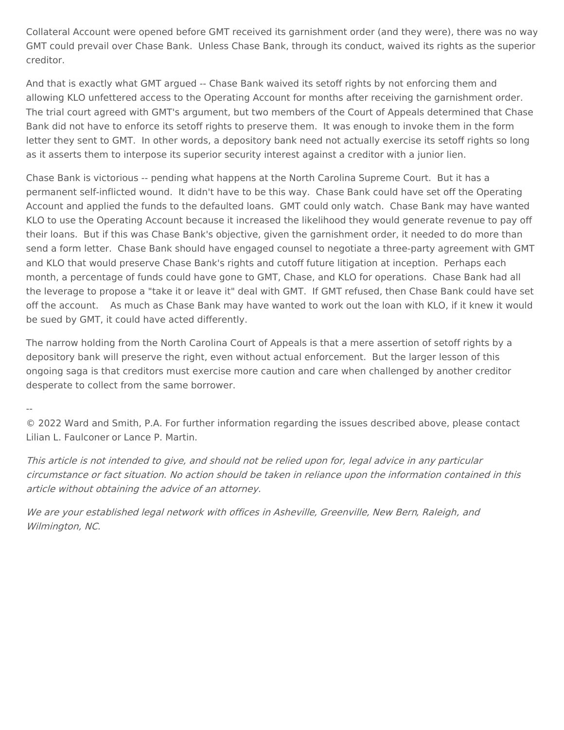Collateral Account were opened before GMT received its garnishment order (and they were), there was no way GMT could prevail over Chase Bank. Unless Chase Bank, through its conduct, waived its rights as the superior creditor.

And that is exactly what GMT argued -- Chase Bank waived its setoff rights by not enforcing them and allowing KLO unfettered access to the Operating Account for months after receiving the garnishment order. The trial court agreed with GMT's argument, but two members of the Court of Appeals determined that Chase Bank did not have to enforce its setoff rights to preserve them. It was enough to invoke them in the form letter they sent to GMT. In other words, a depository bank need not actually exercise its setoff rights so long as it asserts them to interpose its superior security interest against a creditor with a junior lien.

Chase Bank is victorious -- pending what happens at the North Carolina Supreme Court. But it has a permanent self-inflicted wound. It didn't have to be this way. Chase Bank could have set off the Operating Account and applied the funds to the defaulted loans. GMT could only watch. Chase Bank may have wanted KLO to use the Operating Account because it increased the likelihood they would generate revenue to pay off their loans. But if this was Chase Bank's objective, given the garnishment order, it needed to do more than send a form letter. Chase Bank should have engaged counsel to negotiate a three-party agreement with GMT and KLO that would preserve Chase Bank's rights and cutoff future litigation at inception. Perhaps each month, a percentage of funds could have gone to GMT, Chase, and KLO for operations. Chase Bank had all the leverage to propose a "take it or leave it" deal with GMT. If GMT refused, then Chase Bank could have set off the account. As much as Chase Bank may have wanted to work out the loan with KLO, if it knew it would be sued by GMT, it could have acted differently.

The narrow holding from the North Carolina Court of Appeals is that a mere assertion of setoff rights by a depository bank will preserve the right, even without actual enforcement. But the larger lesson of this ongoing saga is that creditors must exercise more caution and care when challenged by another creditor desperate to collect from the same borrower.

--

© 2022 Ward and Smith, P.A. For further information regarding the issues described above, please contact Lilian L. Faulconer or Lance P. Martin.

*This article is not intended to give, and should not be relied upon for, legal advice in any particular circumstance or fact situation. No action should be taken in reliance upon the information contained in this article without obtaining the advice of an attorney.*

*We are your established legal network with offices in Asheville, Greenville, New Bern, Raleigh, and Wilmington, NC.*